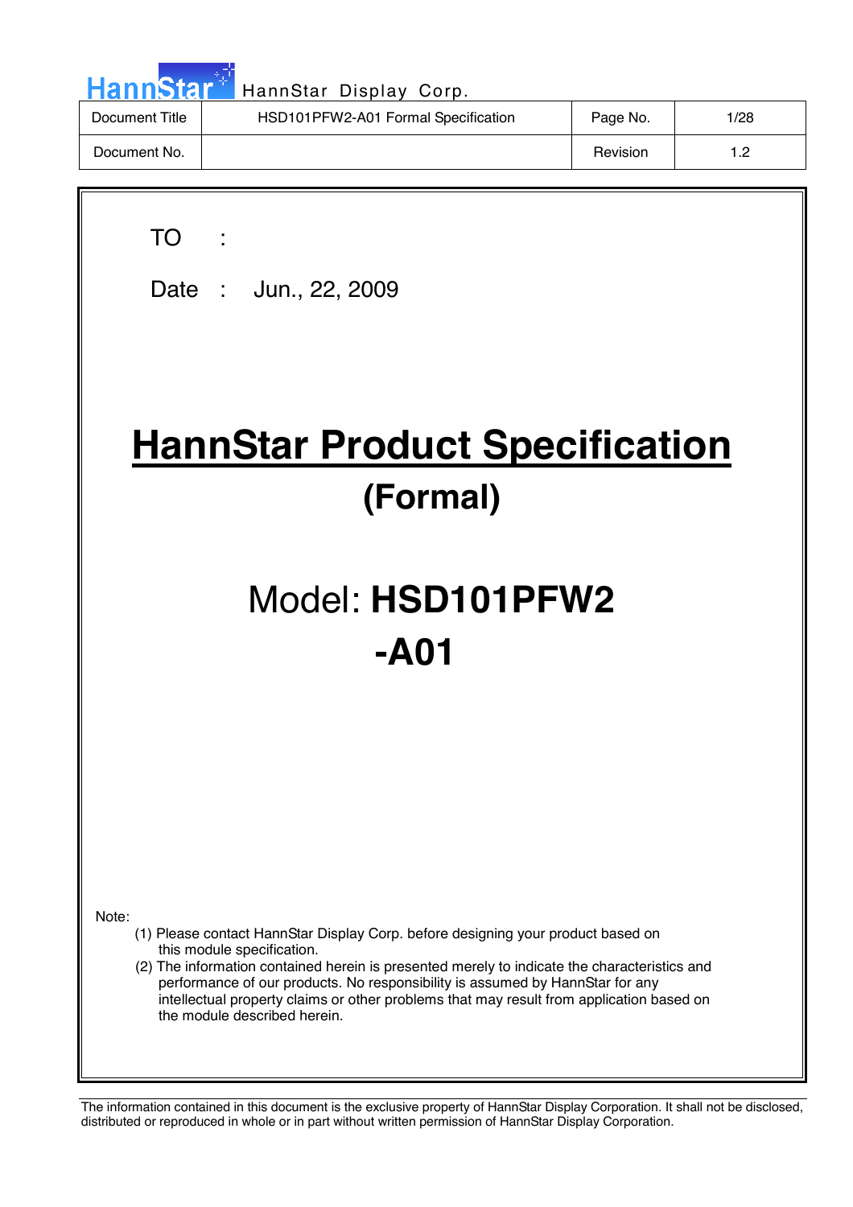HannStar Display Corp.

| Document Title | HSD101PFW2-A01 Formal Specification | Page No. | 1/28 |
| --- | --- | --- | --- |
| Document No. | | Revision | 1.2 |

TO :

Date : Jun., 22, 2009

# HannStar Product Specification

## (Formal)

# Model: HSD101PFW2 -A01

Note:

(1) Please contact HannStar Display Corp. before designing your product based on this module specification.

(2) The information contained herein is presented merely to indicate the characteristics and performance of our products. No responsibility is assumed by HannStar for any intellectual property claims or other problems that may result from application based on the module described herein.

The information contained in this document is the exclusive property of HannStar Display Corporation. It shall not be disclosed, distributed or reproduced in whole or in part without written permission of HannStar Display Corporation.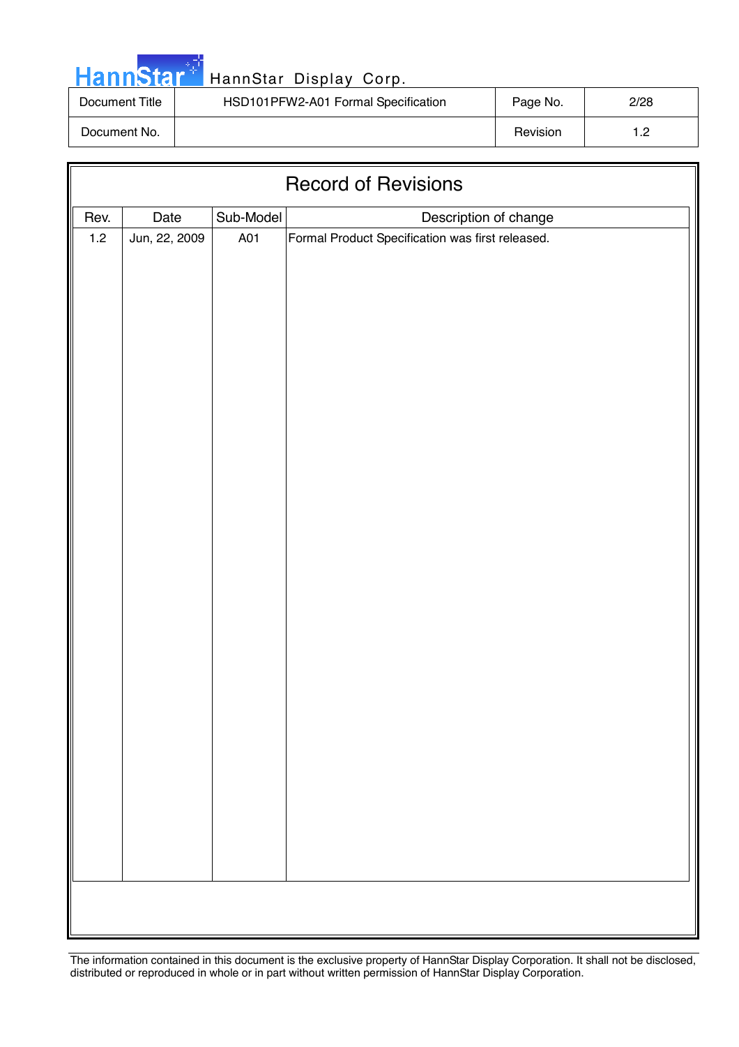# Record of Revisions

| Rev. | Date | Sub-Model | Description of change |
|---|---|---|---|
| 1.2 | Jun, 22, 2009 | A01 | Formal Product Specification was first released. |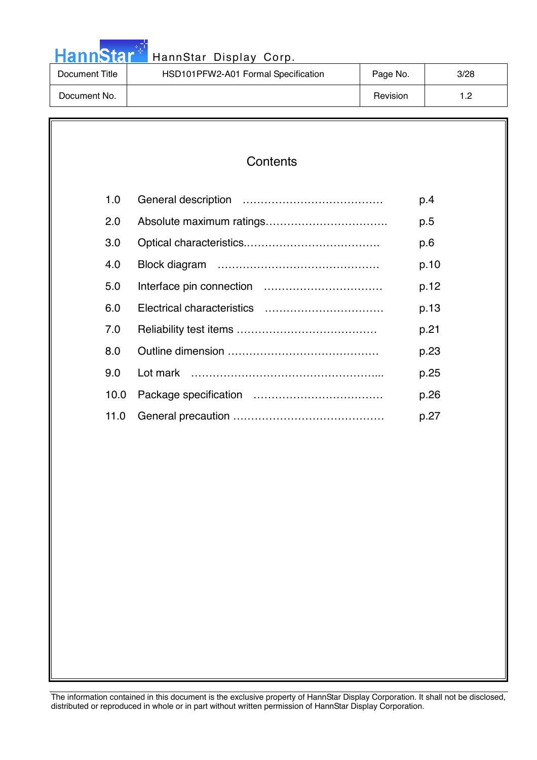# Contents

| | | |
|---|---|---|
| 1.0 | General description ………………………………… | p.4 |
| 2.0 | Absolute maximum ratings……………………………. | p.5 |
| 3.0 | Optical characteristics………………………………. | p.6 |
| 4.0 | Block diagram ……………………………………… | p.10 |
| 5.0 | Interface pin connection …………………………… | p.12 |
| 6.0 | Electrical characteristics …………………………… | p.13 |
| 7.0 | Reliability test items ………………………………… | p.21 |
| 8.0 | Outline dimension …………………………………… | p.23 |
| 9.0 | Lot mark ……………………………………………... | p.25 |
| 10.0 | Package specification ……………………………… | p.26 |
| 11.0 | General precaution …………………………………… | p.27 |

The information contained in this document is the exclusive property of HannStar Display Corporation. It shall not be disclosed, distributed or reproduced in whole or in part without written permission of HannStar Display Corporation.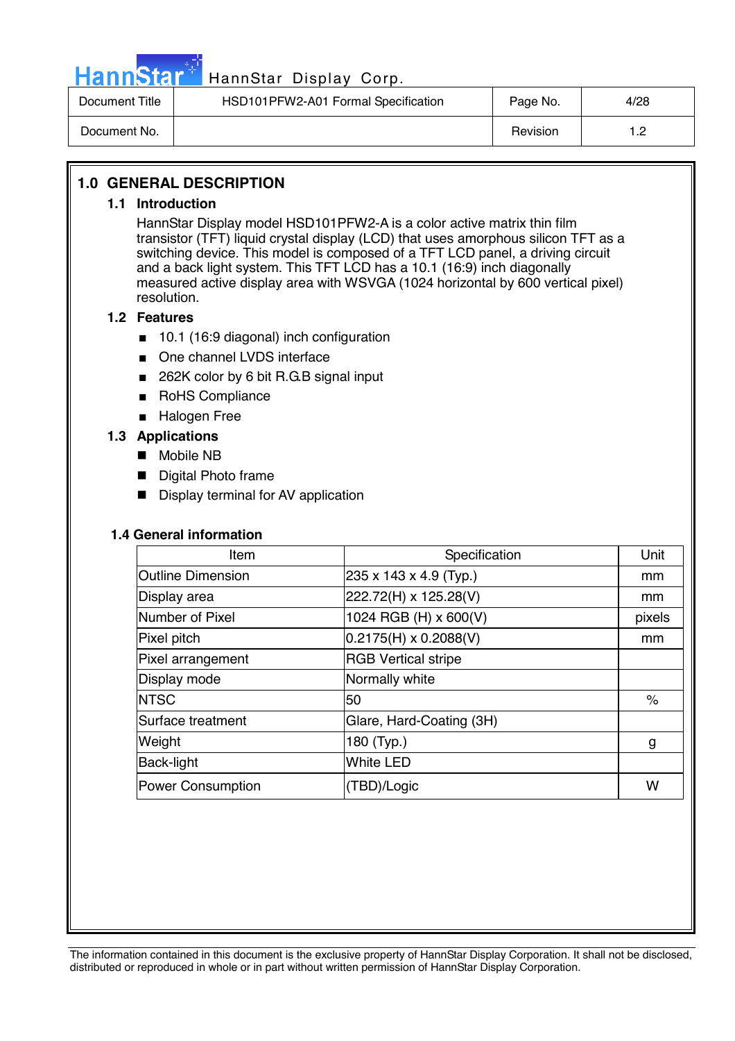# 1.0 GENERAL DESCRIPTION

## 1.1 Introduction

HannStar Display model HSD101PFW2-A is a color active matrix thin film transistor (TFT) liquid crystal display (LCD) that uses amorphous silicon TFT as a switching device. This model is composed of a TFT LCD panel, a driving circuit and a back light system. This TFT LCD has a 10.1 (16:9) inch diagonally measured active display area with WSVGA (1024 horizontal by 600 vertical pixel) resolution.

## 1.2 Features

- 10.1 (16:9 diagonal) inch configuration
- One channel LVDS interface
- 262K color by 6 bit R.G.B signal input
- RoHS Compliance
- Halogen Free

## 1.3 Applications

- Mobile NB
- Digital Photo frame
- Display terminal for AV application

## 1.4 General information

| Item | Specification | Unit |
|---|---|---|
| Outline Dimension | 235 x 143 x 4.9 (Typ.) | mm |
| Display area | 222.72(H) x 125.28(V) | mm |
| Number of Pixel | 1024 RGB (H) x 600(V) | pixels |
| Pixel pitch | 0.2175(H) x 0.2088(V) | mm |
| Pixel arrangement | RGB Vertical stripe | |
| Display mode | Normally white | |
| NTSC | 50 | % |
| Surface treatment | Glare, Hard-Coating (3H) | |
| Weight | 180 (Typ.) | g |
| Back-light | White LED | |
| Power Consumption | (TBD)/Logic | W |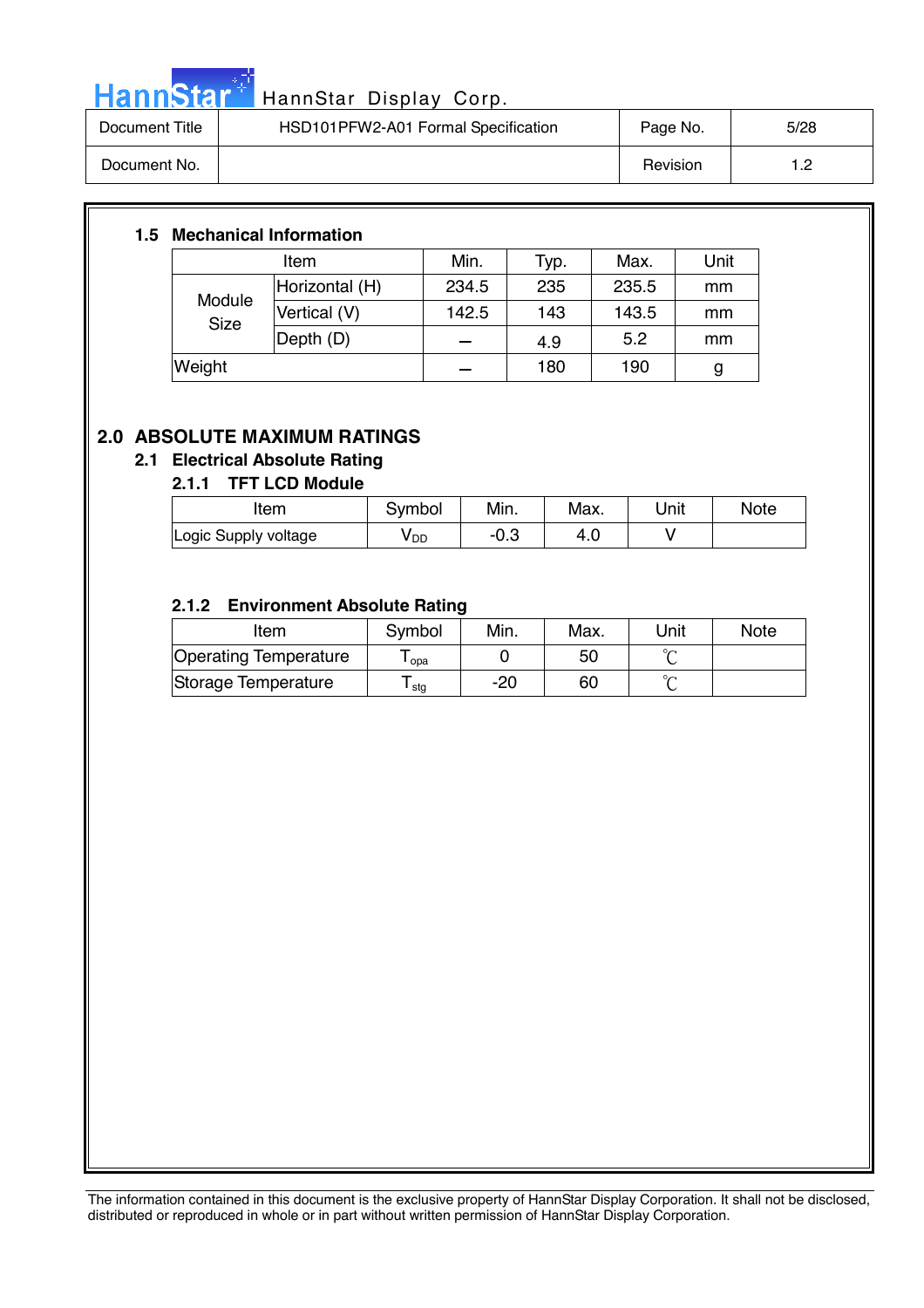### 1.5 Mechanical Information

| Item | | Min. | Typ. | Max. | Unit |
|---|---|---|---|---|---|
| Module Size | Horizontal (H) | 234.5 | 235 | 235.5 | mm |
| | Vertical (V) | 142.5 | 143 | 143.5 | mm |
| | Depth (D) | – | 4.9 | 5.2 | mm |
| Weight | | – | 180 | 190 | g |

## 2.0 ABSOLUTE MAXIMUM RATINGS

### 2.1 Electrical Absolute Rating

#### 2.1.1 TFT LCD Module

| Item | Symbol | Min. | Max. | Unit | Note |
|---|---|---|---|---|---|
| Logic Supply voltage | $V_{DD}$ | -0.3 | 4.0 | V | |

#### 2.1.2 Environment Absolute Rating

| Item | Symbol | Min. | Max. | Unit | Note |
|---|---|---|---|---|---|
| Operating Temperature | $T_{opa}$ | 0 | 50 | ℃ | |
| Storage Temperature | $T_{stg}$ | -20 | 60 | ℃ | |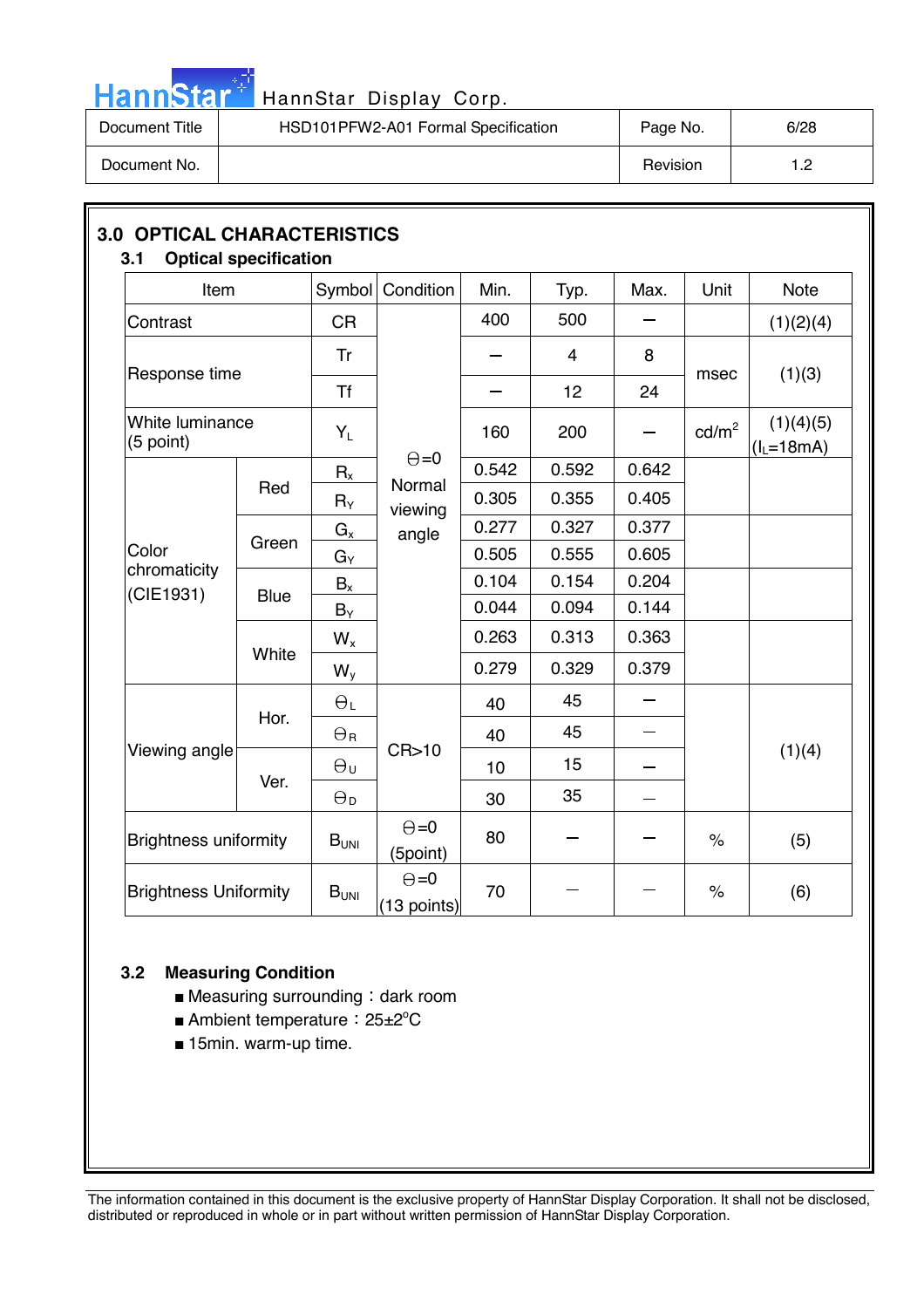## 3.0 OPTICAL CHARACTERISTICS

### 3.1 Optical specification

| Item | | Symbol | Condition | Min. | Typ. | Max. | Unit | Note |
|---|---|---|---|---|---|---|---|---|
| Contrast | | CR | ⊖=0 Normal viewing angle | 400 | 500 | – | | (1)(2)(4) |
| Response time | | Tr | | – | 4 | 8 | msec | (1)(3) |
| | | Tf | | – | 12 | 24 | | |
| White luminance (5 point) | | $Y_L$ | | 160 | 200 | – | cd/m$^2$ | (1)(4)(5) ($I_L$=18mA) |
| Color chromaticity (CIE1931) | Red | $R_x$ | | 0.542 | 0.592 | 0.642 | | |
| | | $R_Y$ | | 0.305 | 0.355 | 0.405 | | |
| | Green | $G_x$ | | 0.277 | 0.327 | 0.377 | | |
| | | $G_Y$ | | 0.505 | 0.555 | 0.605 | | |
| | Blue | $B_x$ | | 0.104 | 0.154 | 0.204 | | |
| | | $B_Y$ | | 0.044 | 0.094 | 0.144 | | |
| | White | $W_x$ | | 0.263 | 0.313 | 0.363 | | |
| | | $W_y$ | | 0.279 | 0.329 | 0.379 | | |
| Viewing angle | Hor. | $\Theta_L$ | CR>10 | 40 | 45 | – | | (1)(4) |
| | | $\Theta_R$ | | 40 | 45 | – | | |
| | Ver. | $\Theta_U$ | | 10 | 15 | – | | |
| | | $\Theta_D$ | | 30 | 35 | – | | |
| Brightness uniformity | | $B_{UNI}$ | ⊖=0 (5point) | 80 | – | – | % | (5) |
| Brightness Uniformity | | $B_{UNI}$ | ⊖=0 (13 points) | 70 | – | – | % | (6) |

### 3.2 Measuring Condition

- Measuring surrounding：dark room
- Ambient temperature：25±2°C
- 15min. warm-up time.

The information contained in this document is the exclusive property of HannStar Display Corporation. It shall not be disclosed, distributed or reproduced in whole or in part without written permission of HannStar Display Corporation.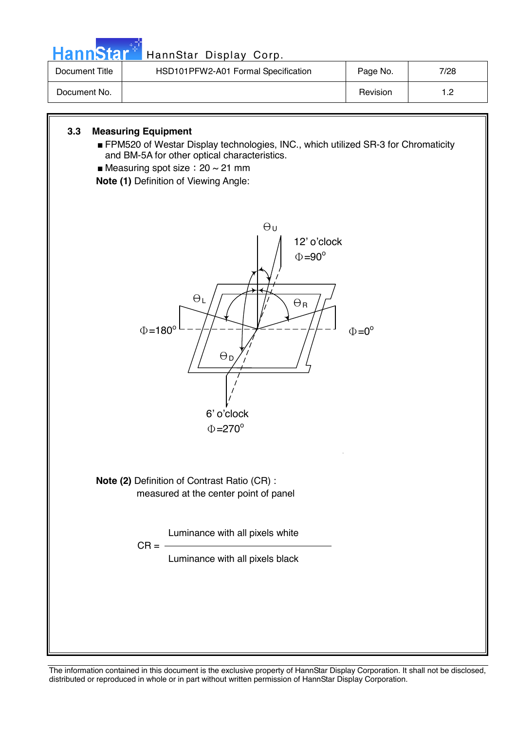### 3.3 Measuring Equipment

- FPM520 of Westar Display technologies, INC., which utilized SR-3 for Chromaticity and BM-5A for other optical characteristics.
- Measuring spot size：20 ~ 21 mm

**Note (1)** Definition of Viewing Angle:

$\Theta_U$

12' o'clock

$\Phi$=90$^o$

$\Theta_L$

$\Theta_R$

$\Phi$=180$^o$

$\Phi$=0$^o$

$\Theta_D$

6' o'clock

$\Phi$=270$^o$

**Note (2)** Definition of Contrast Ratio (CR) :
measured at the center point of panel

$$CR = \frac{\text{Luminance with all pixels white}}{\text{Luminance with all pixels black}}$$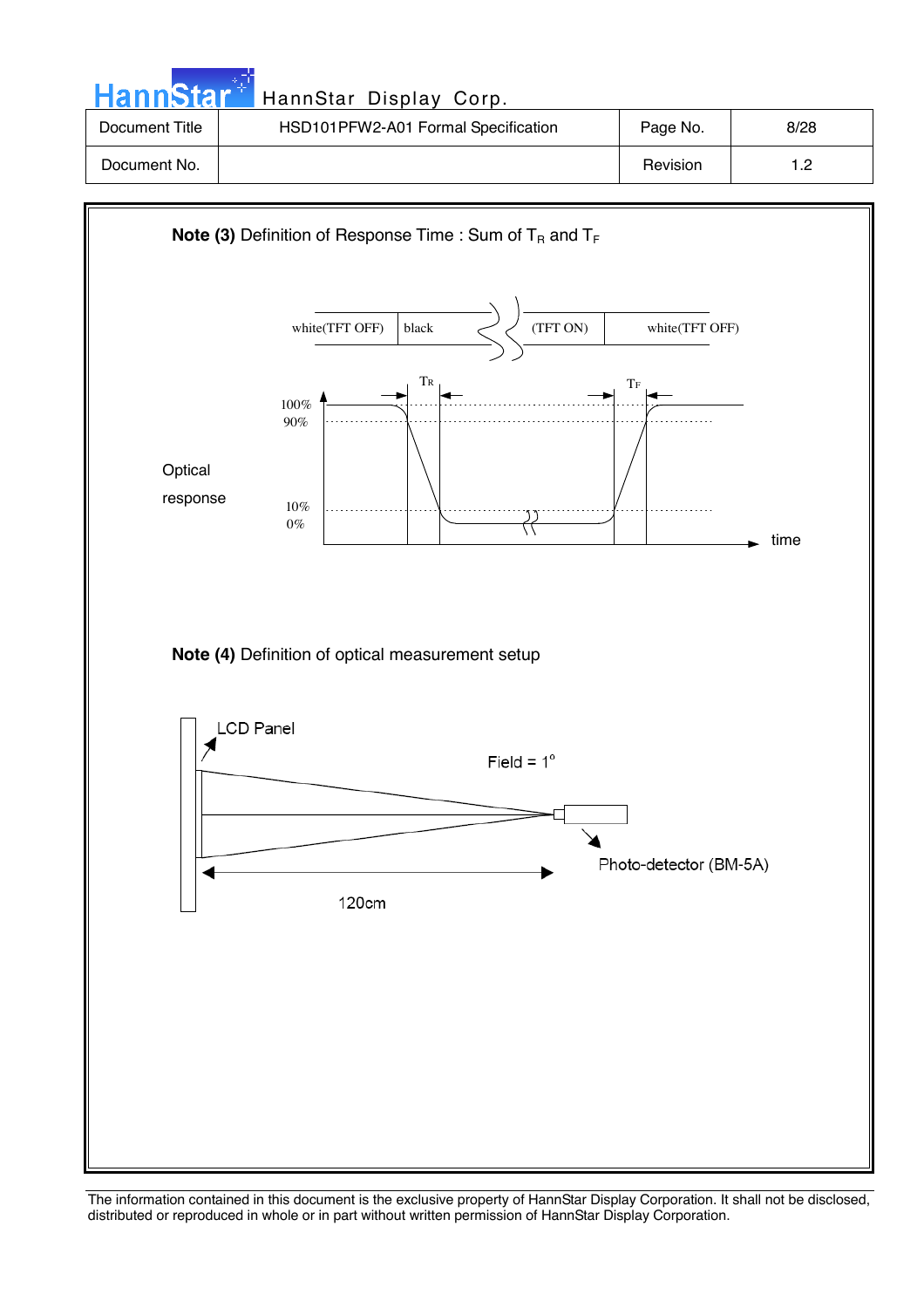**Note (3)** Definition of Response Time : Sum of $T_R$ and $T_F$

white(TFT OFF)

black

(TFT ON)

white(TFT OFF)

$T_R$

$T_F$

100%

90%

10%

0%

Optical response

time

**Note (4)** Definition of optical measurement setup

LCD Panel

Field = 1°

Photo-detector (BM-5A)

120cm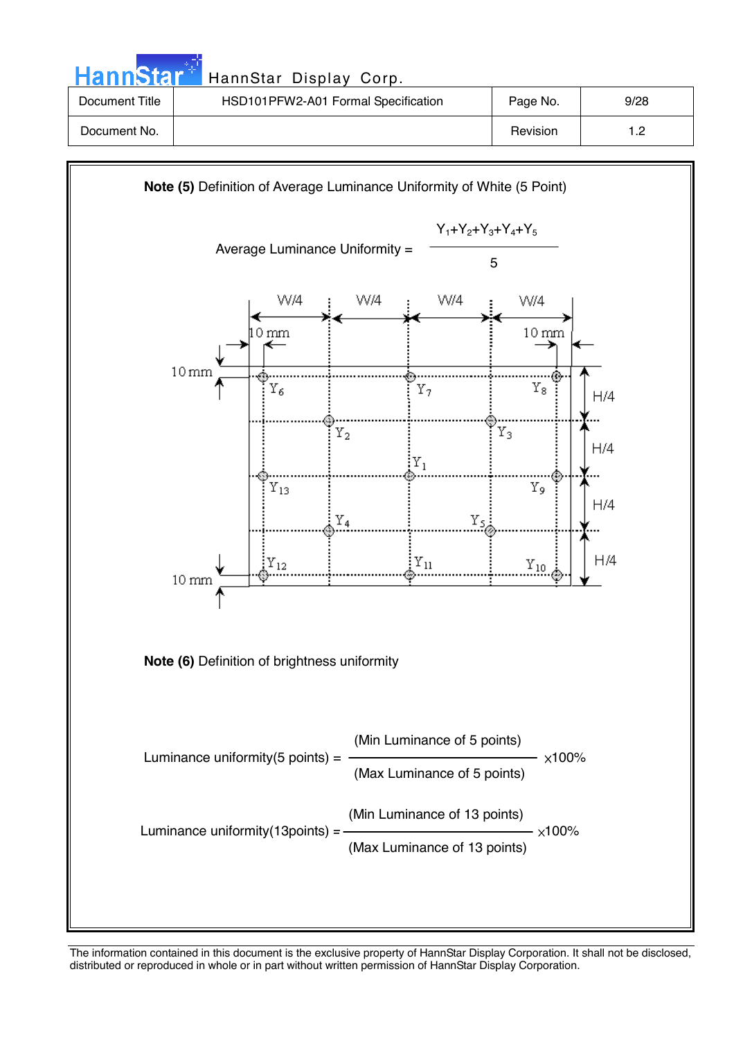**Note (5)** Definition of Average Luminance Uniformity of White (5 Point)

$$\text{Average Luminance Uniformity} = \frac{Y_1+Y_2+Y_3+Y_4+Y_5}{5}$$

W/4
W/4
W/4
W/4
10 mm
10 mm
10 mm
10 mm
H/4
H/4
H/4
H/4
$Y_6$
$Y_7$
$Y_8$
$Y_2$
$Y_3$
$Y_1$
$Y_{13}$
$Y_9$
$Y_4$
$Y_5$
$Y_{12}$
$Y_{11}$
$Y_{10}$

**Note (6)** Definition of brightness uniformity

$$\text{Luminance uniformity(5 points)} = \frac{\text{(Min Luminance of 5 points)}}{\text{(Max Luminance of 5 points)}} \times 100\%$$

$$\text{Luminance uniformity(13points)} = \frac{\text{(Min Luminance of 13 points)}}{\text{(Max Luminance of 13 points)}} \times 100\%$$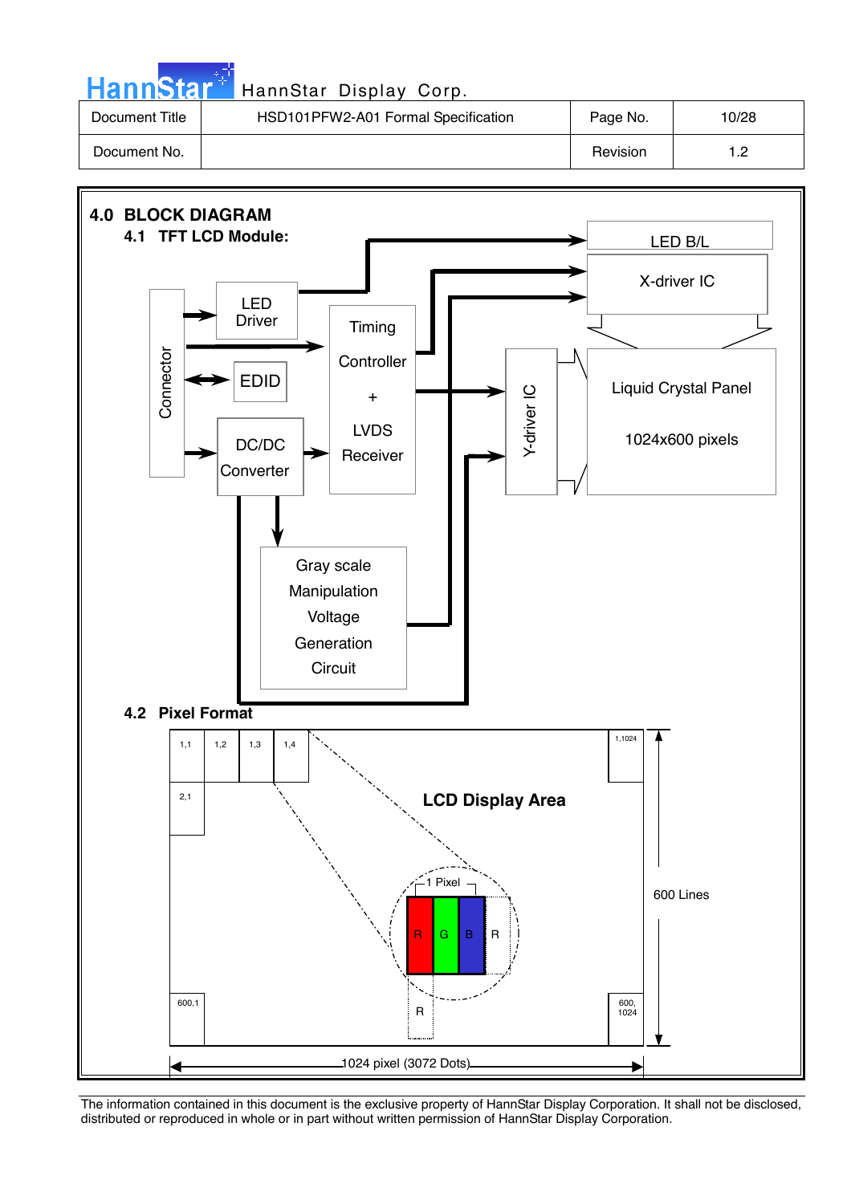## 4.0 BLOCK DIAGRAM

### 4.1 TFT LCD Module:

Connector

LED Driver

EDID

DC/DC Converter

Timing Controller + LVDS Receiver

Gray scale Manipulation Voltage Generation Circuit

LED B/L

X-driver IC

Y-driver IC

Liquid Crystal Panel

1024x600 pixels

### 4.2 Pixel Format

1,1
1,2
1,3
1,4
2,1
1,1024
600,1
600, 1024

LCD Display Area

1 Pixel

R G B R

R

600 Lines

1024 pixel (3072 Dots)

The information contained in this document is the exclusive property of HannStar Display Corporation. It shall not be disclosed, distributed or reproduced in whole or in part without written permission of HannStar Display Corporation.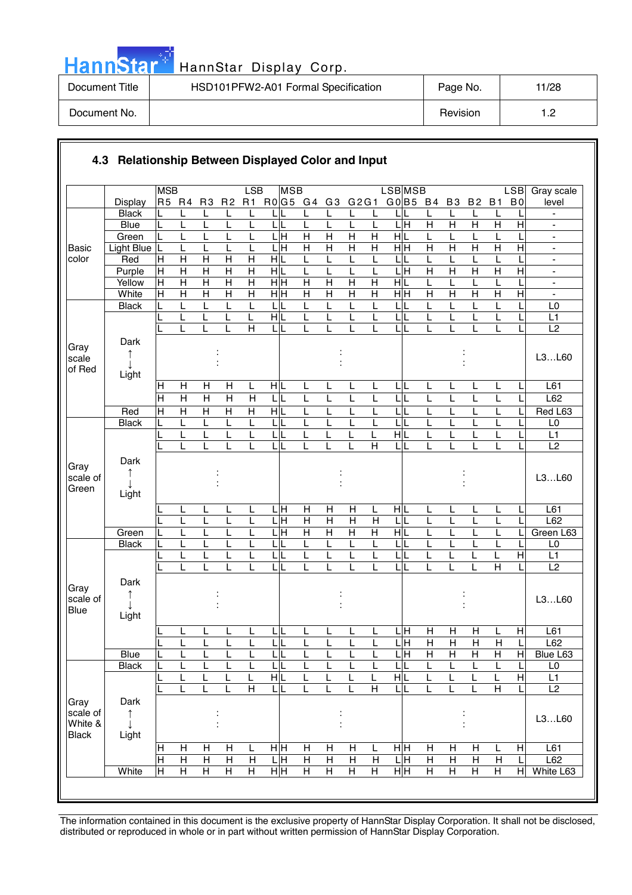### 4.3 Relationship Between Displayed Color and Input

| | Display | R5 (MSB) | R4 | R3 | R2 | R1 (LSB) | R0 | G5 (MSB) | G4 | G3 | G2 | G1 | G0 (LSB) | B5 (MSB) | B4 | B3 | B2 | B1 | B0 (LSB) | Gray scale level |
|---|---|---|---|---|---|---|---|---|---|---|---|---|---|---|---|---|---|---|---|---|
| Basic color | Black | L | L | L | L | L | L | L | L | L | L | L | L | L | L | L | L | L | L | - |
| | Blue | L | L | L | L | L | L | L | L | L | L | L | L | H | H | H | H | H | H | - |
| | Green | L | L | L | L | L | L | H | H | H | H | H | H | L | L | L | L | L | L | - |
| | Light Blue | L | L | L | L | L | L | H | H | H | H | H | H | H | H | H | H | H | H | - |
| | Red | H | H | H | H | H | H | L | L | L | L | L | L | L | L | L | L | L | L | - |
| | Purple | H | H | H | H | H | H | L | L | L | L | L | L | H | H | H | H | H | H | - |
| | Yellow | H | H | H | H | H | H | H | H | H | H | H | H | L | L | L | L | L | L | - |
| | White | H | H | H | H | H | H | H | H | H | H | H | H | H | H | H | H | H | H | - |
| Gray scale of Red | Black | L | L | L | L | L | L | L | L | L | L | L | L | L | L | L | L | L | L | L0 |
| | | L | L | L | L | L | H | L | L | L | L | L | L | L | L | L | L | L | L | L1 |
| | | L | L | L | L | H | L | L | L | L | L | L | L | L | L | L | L | L | L | L2 |
| | Dark ↑ ↓ Light | | | : | | | | | | : | | | | | | : | | | | L3…L60 |
| | | H | H | H | H | L | H | L | L | L | L | L | L | L | L | L | L | L | L | L61 |
| | | H | H | H | H | H | L | L | L | L | L | L | L | L | L | L | L | L | L | L62 |
| | Red | H | H | H | H | H | H | L | L | L | L | L | L | L | L | L | L | L | L | Red L63 |
| Gray scale of Green | Black | L | L | L | L | L | L | L | L | L | L | L | L | L | L | L | L | L | L | L0 |
| | | L | L | L | L | L | L | L | L | L | L | L | H | L | L | L | L | L | L | L1 |
| | | L | L | L | L | L | L | L | L | L | L | H | L | L | L | L | L | L | L | L2 |
| | Dark ↑ ↓ Light | | | : | | | | | | : | | | | | | : | | | | L3…L60 |
| | | L | L | L | L | L | L | H | H | H | H | L | H | L | L | L | L | L | L | L61 |
| | | L | L | L | L | L | L | H | H | H | H | H | L | L | L | L | L | L | L | L62 |
| | Green | L | L | L | L | L | L | H | H | H | H | H | H | L | L | L | L | L | L | Green L63 |
| Gray scale of Blue | Black | L | L | L | L | L | L | L | L | L | L | L | L | L | L | L | L | L | L | L0 |
| | | L | L | L | L | L | L | L | L | L | L | L | L | L | L | L | L | L | H | L1 |
| | | L | L | L | L | L | L | L | L | L | L | L | L | L | L | L | L | H | L | L2 |
| | Dark ↑ ↓ Light | | | : | | | | | | : | | | | | | : | | | | L3…L60 |
| | | L | L | L | L | L | L | L | L | L | L | L | L | H | H | H | H | L | H | L61 |
| | | L | L | L | L | L | L | L | L | L | L | L | L | H | H | H | H | H | L | L62 |
| | Blue | L | L | L | L | L | L | L | L | L | L | L | L | H | H | H | H | H | H | Blue L63 |
| Gray scale of White & Black | Black | L | L | L | L | L | L | L | L | L | L | L | L | L | L | L | L | L | L | L0 |
| | | L | L | L | L | L | H | L | L | L | L | L | H | L | L | L | L | L | H | L1 |
| | | L | L | L | L | H | L | L | L | L | L | H | L | L | L | L | L | H | L | L2 |
| | Dark ↑ ↓ Light | | | : | | | | | | : | | | | | | : | | | | L3…L60 |
| | | H | H | H | H | L | H | H | H | H | H | L | H | H | H | H | H | L | H | L61 |
| | | H | H | H | H | H | L | H | H | H | H | H | L | H | H | H | H | H | L | L62 |
| | White | H | H | H | H | H | H | H | H | H | H | H | H | H | H | H | H | H | H | White L63 |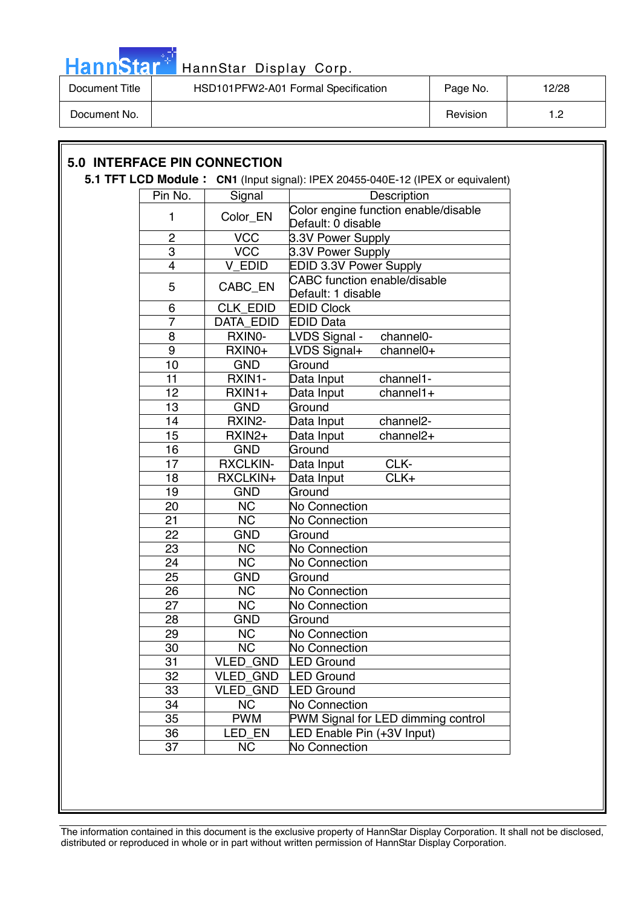## 5.0 INTERFACE PIN CONNECTION

**5.1 TFT LCD Module：** **CN1** (Input signal): IPEX 20455-040E-12 (IPEX or equivalent)

| Pin No. | Signal | Description |
|---|---|---|
| 1 | Color_EN | Color engine function enable/disable<br>Default: 0 disable |
| 2 | VCC | 3.3V Power Supply |
| 3 | VCC | 3.3V Power Supply |
| 4 | V_EDID | EDID 3.3V Power Supply |
| 5 | CABC_EN | CABC function enable/disable<br>Default: 1 disable |
| 6 | CLK_EDID | EDID Clock |
| 7 | DATA_EDID | EDID Data |
| 8 | RXIN0- | LVDS Signal - channel0- |
| 9 | RXIN0+ | LVDS Signal+ channel0+ |
| 10 | GND | Ground |
| 11 | RXIN1- | Data Input channel1- |
| 12 | RXIN1+ | Data Input channel1+ |
| 13 | GND | Ground |
| 14 | RXIN2- | Data Input channel2- |
| 15 | RXIN2+ | Data Input channel2+ |
| 16 | GND | Ground |
| 17 | RXCLKIN- | Data Input CLK- |
| 18 | RXCLKIN+ | Data Input CLK+ |
| 19 | GND | Ground |
| 20 | NC | No Connection |
| 21 | NC | No Connection |
| 22 | GND | Ground |
| 23 | NC | No Connection |
| 24 | NC | No Connection |
| 25 | GND | Ground |
| 26 | NC | No Connection |
| 27 | NC | No Connection |
| 28 | GND | Ground |
| 29 | NC | No Connection |
| 30 | NC | No Connection |
| 31 | VLED_GND | LED Ground |
| 32 | VLED_GND | LED Ground |
| 33 | VLED_GND | LED Ground |
| 34 | NC | No Connection |
| 35 | PWM | PWM Signal for LED dimming control |
| 36 | LED_EN | LED Enable Pin (+3V Input) |
| 37 | NC | No Connection |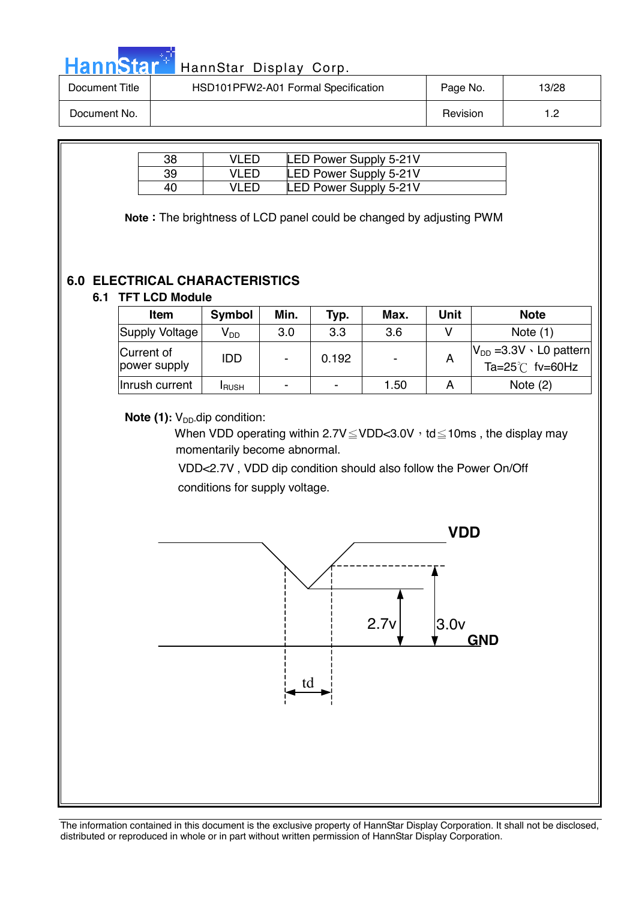| | | |
|---|---|---|
| 38 | VLED | LED Power Supply 5-21V |
| 39 | VLED | LED Power Supply 5-21V |
| 40 | VLED | LED Power Supply 5-21V |

**Note :** The brightness of LCD panel could be changed by adjusting PWM

## 6.0 ELECTRICAL CHARACTERISTICS

### 6.1 TFT LCD Module

| Item | Symbol | Min. | Typ. | Max. | Unit | Note |
|---|---|---|---|---|---|---|
| Supply Voltage | $V_{DD}$ | 3.0 | 3.3 | 3.6 | V | Note (1) |
| Current of power supply | IDD | - | 0.192 | - | A | $V_{DD}$ =3.3V 、L0 pattern Ta=25℃ fv=60Hz |
| Inrush current | $I_{RUSH}$ | - | - | 1.50 | A | Note (2) |

**Note (1):** $V_{DD}$ dip condition:

When VDD operating within 2.7V≦VDD<3.0V，td≦10ms , the display may momentarily become abnormal.

VDD<2.7V , VDD dip condition should also follow the Power On/Off conditions for supply voltage.

VDD

2.7v

3.0v

GND

td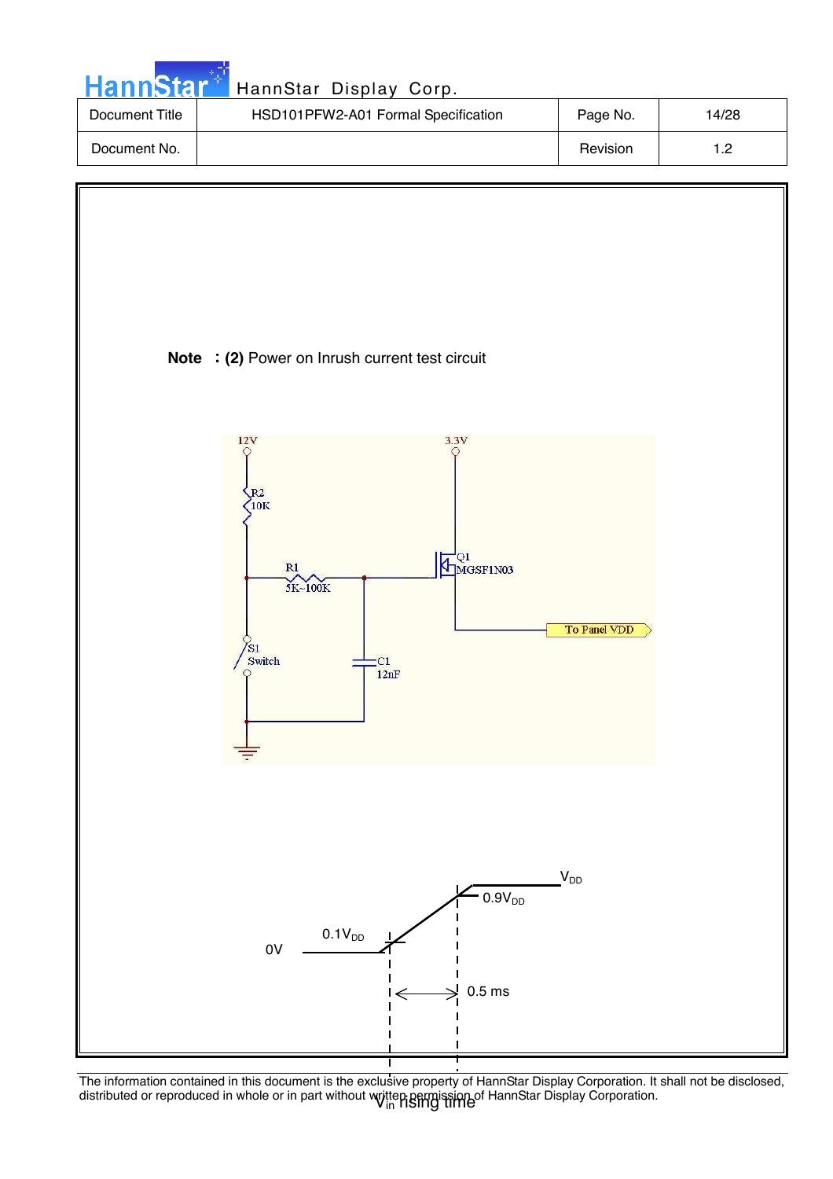**Note ：(2)** Power on Inrush current test circuit

12V

3.3V

R2
10K

R1
5K~100K

Q1
MGSF1N03

To Panel VDD

S1
Switch

C1
12nF

$V_{DD}$

$0.9V_{DD}$

$0.1V_{DD}$

0V

0.5 ms

$V_{in}$ rising time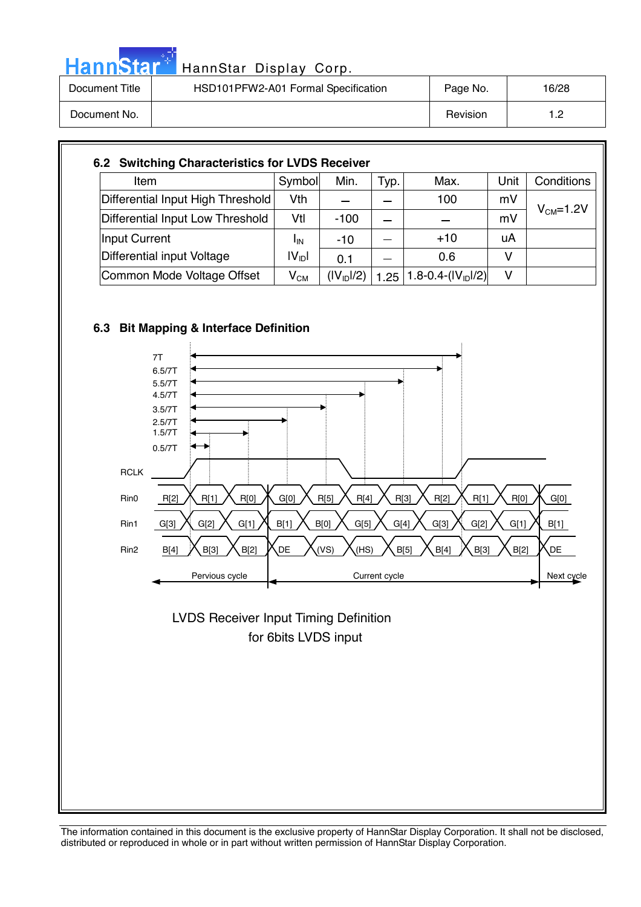## 6.2 Switching Characteristics for LVDS Receiver

| Item | Symbol | Min. | Typ. | Max. | Unit | Conditions |
|---|---|---|---|---|---|---|
| Differential Input High Threshold | Vth | – | – | 100 | mV | $V_{CM}$=1.2V |
| Differential Input Low Threshold | Vtl | -100 | – | – | mV | |
| Input Current | $I_{IN}$ | -10 | – | +10 | uA | |
| Differential input Voltage | $\lvert V_{ID} \rvert$ | 0.1 | – | 0.6 | V | |
| Common Mode Voltage Offset | $V_{CM}$ | $(\lvert V_{ID} \rvert/2)$ | 1.25 | $1.8-0.4-(\lvert V_{ID} \rvert/2)$ | V | |

## 6.3 Bit Mapping & Interface Definition

7T
6.5/7T
5.5/7T
4.5/7T
3.5/7T
2.5/7T
1.5/7T
0.5/7T

RCLK

Rin0: R[2] R[1] R[0] G[0] R[5] R[4] R[3] R[2] R[1] R[0] G[0]

Rin1: G[3] G[2] G[1] B[1] B[0] G[5] G[4] G[3] G[2] G[1] B[1]

Rin2: B[4] B[3] B[2] DE (VS) (HS) B[5] B[4] B[3] B[2] DE

Pervious cycle — Current cycle — Next cycle

LVDS Receiver Input Timing Definition
for 6bits LVDS input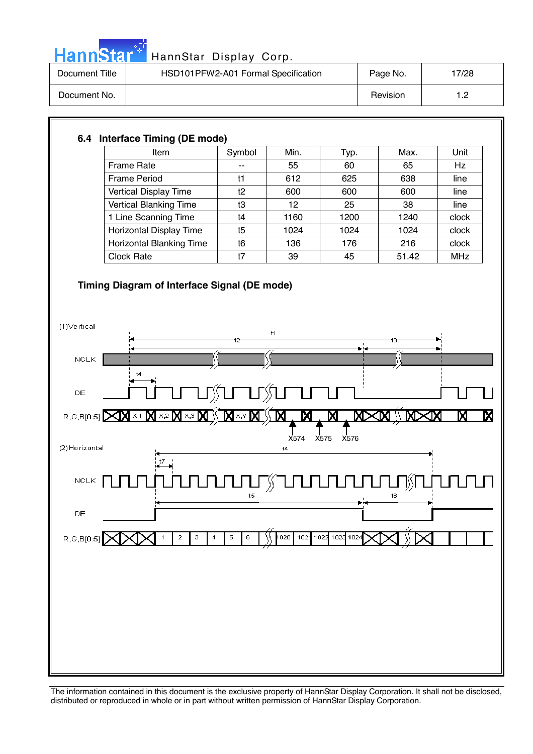## 6.4 Interface Timing (DE mode)

| Item | Symbol | Min. | Typ. | Max. | Unit |
|---|---|---|---|---|---|
| Frame Rate | -- | 55 | 60 | 65 | Hz |
| Frame Period | t1 | 612 | 625 | 638 | line |
| Vertical Display Time | t2 | 600 | 600 | 600 | line |
| Vertical Blanking Time | t3 | 12 | 25 | 38 | line |
| 1 Line Scanning Time | t4 | 1160 | 1200 | 1240 | clock |
| Horizontal Display Time | t5 | 1024 | 1024 | 1024 | clock |
| Horizontal Blanking Time | t6 | 136 | 176 | 216 | clock |
| Clock Rate | t7 | 39 | 45 | 51.42 | MHz |

### Timing Diagram of Interface Signal (DE mode)

(1)Vertical

t1
t2
t3
NCLK
t4
DE
R,G,B[0:5]
X,1 X,2 X,3 X,Y
X574 X575 X576

(2)Horizontal

t4
t7
NCLK
t5
t6
DE
R,G,B[0:5]
1 2 3 4 5 6 1020 1021 1022 1023 1024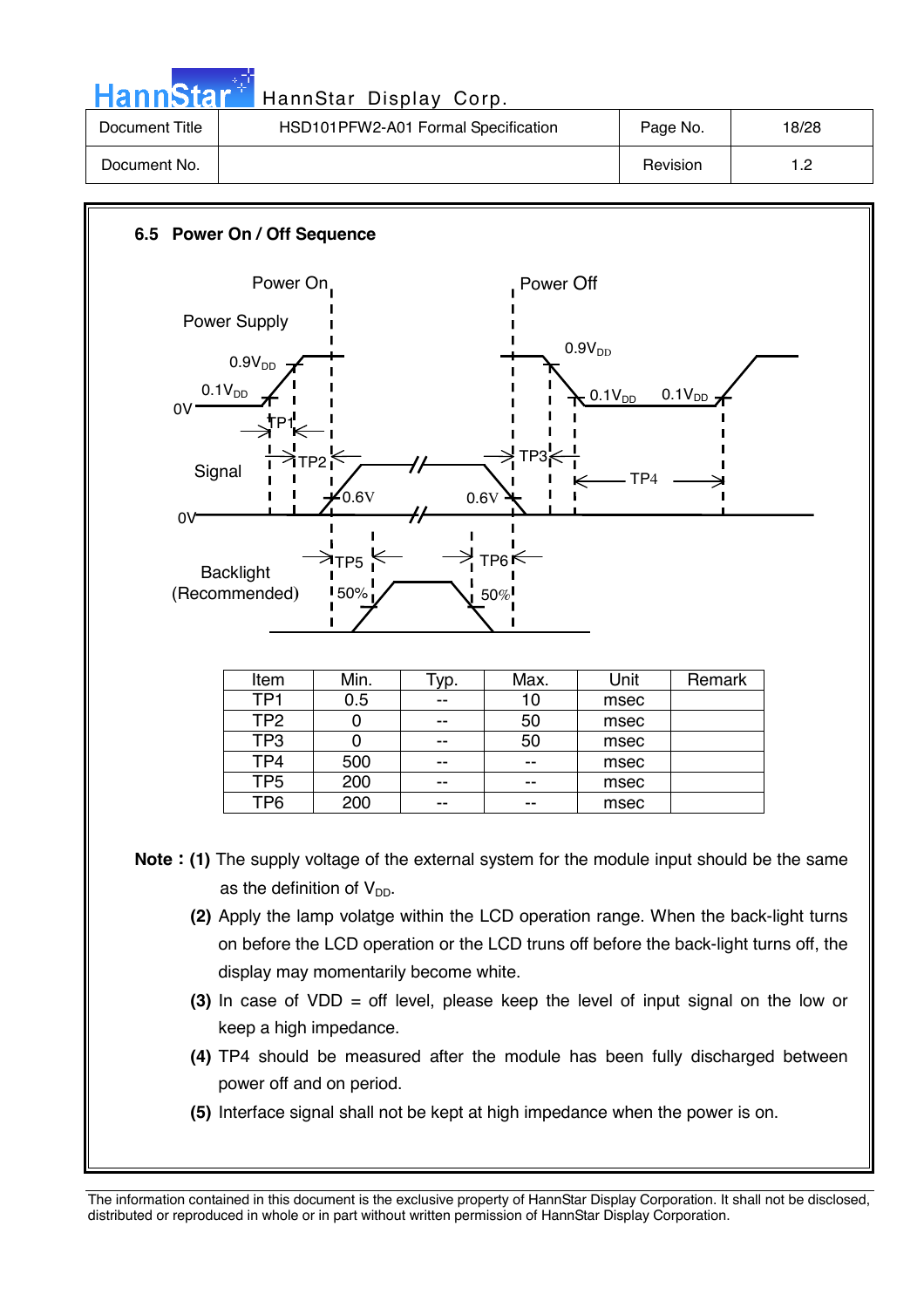### 6.5 Power On / Off Sequence

Power On

Power Off

Power Supply

$0.9V_{DD}$

$0.1V_{DD}$

0V

TP1

TP2

TP3

TP4

Signal

0.6V

0V

Backlight (Recommended)

TP5

TP6

50%

| Item | Min. | Typ. | Max. | Unit | Remark |
|---|---|---|---|---|---|
| TP1 | 0.5 | -- | 10 | msec | |
| TP2 | 0 | -- | 50 | msec | |
| TP3 | 0 | -- | 50 | msec | |
| TP4 | 500 | -- | -- | msec | |
| TP5 | 200 | -- | -- | msec | |
| TP6 | 200 | -- | -- | msec | |

**Note : (1)** The supply voltage of the external system for the module input should be the same as the definition of $V_{DD}$.

**(2)** Apply the lamp volatge within the LCD operation range. When the back-light turns on before the LCD operation or the LCD truns off before the back-light turns off, the display may momentarily become white.

**(3)** In case of VDD = off level, please keep the level of input signal on the low or keep a high impedance.

**(4)** TP4 should be measured after the module has been fully discharged between power off and on period.

**(5)** Interface signal shall not be kept at high impedance when the power is on.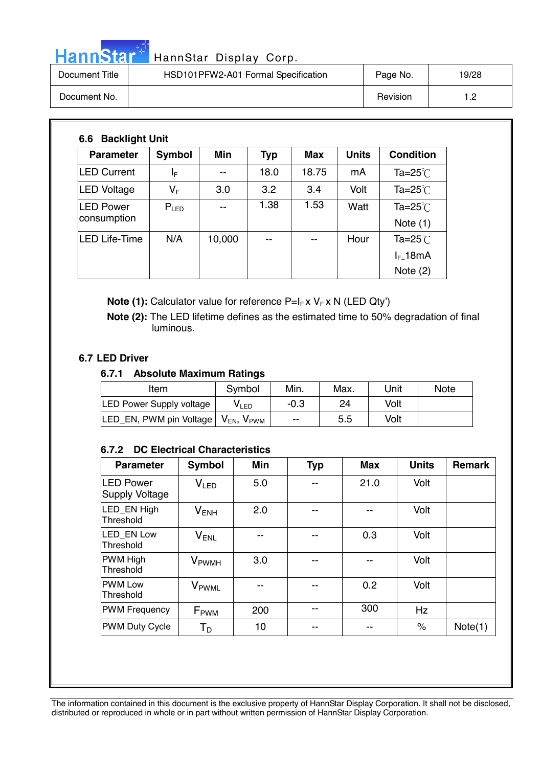### 6.6 Backlight Unit

| Parameter | Symbol | Min | Typ | Max | Units | Condition |
|---|---|---|---|---|---|---|
| LED Current | $I_F$ | -- | 18.0 | 18.75 | mA | Ta=25℃ |
| LED Voltage | $V_F$ | 3.0 | 3.2 | 3.4 | Volt | Ta=25℃ |
| LED Power consumption | $P_{LED}$ | -- | 1.38 | 1.53 | Watt | Ta=25℃ Note (1) |
| LED Life-Time | N/A | 10,000 | -- | -- | Hour | Ta=25℃ $I_F$=18mA Note (2) |

**Note (1):** Calculator value for reference P=$I_F$ x $V_F$ x N (LED Qty')

**Note (2):** The LED lifetime defines as the estimated time to 50% degradation of final luminous.

### 6.7 LED Driver

#### 6.7.1 Absolute Maximum Ratings

| Item | Symbol | Min. | Max. | Unit | Note |
|---|---|---|---|---|---|
| LED Power Supply voltage | $V_{LED}$ | -0.3 | 24 | Volt | |
| LED_EN, PWM pin Voltage | $V_{EN}$, $V_{PWM}$ | -- | 5.5 | Volt | |

#### 6.7.2 DC Electrical Characteristics

| Parameter | Symbol | Min | Typ | Max | Units | Remark |
|---|---|---|---|---|---|---|
| LED Power Supply Voltage | $V_{LED}$ | 5.0 | -- | 21.0 | Volt | |
| LED_EN High Threshold | $V_{ENH}$ | 2.0 | -- | -- | Volt | |
| LED_EN Low Threshold | $V_{ENL}$ | -- | -- | 0.3 | Volt | |
| PWM High Threshold | $V_{PWMH}$ | 3.0 | -- | -- | Volt | |
| PWM Low Threshold | $V_{PWML}$ | -- | -- | 0.2 | Volt | |
| PWM Frequency | $F_{PWM}$ | 200 | -- | 300 | Hz | |
| PWM Duty Cycle | $T_D$ | 10 | -- | -- | % | Note(1) |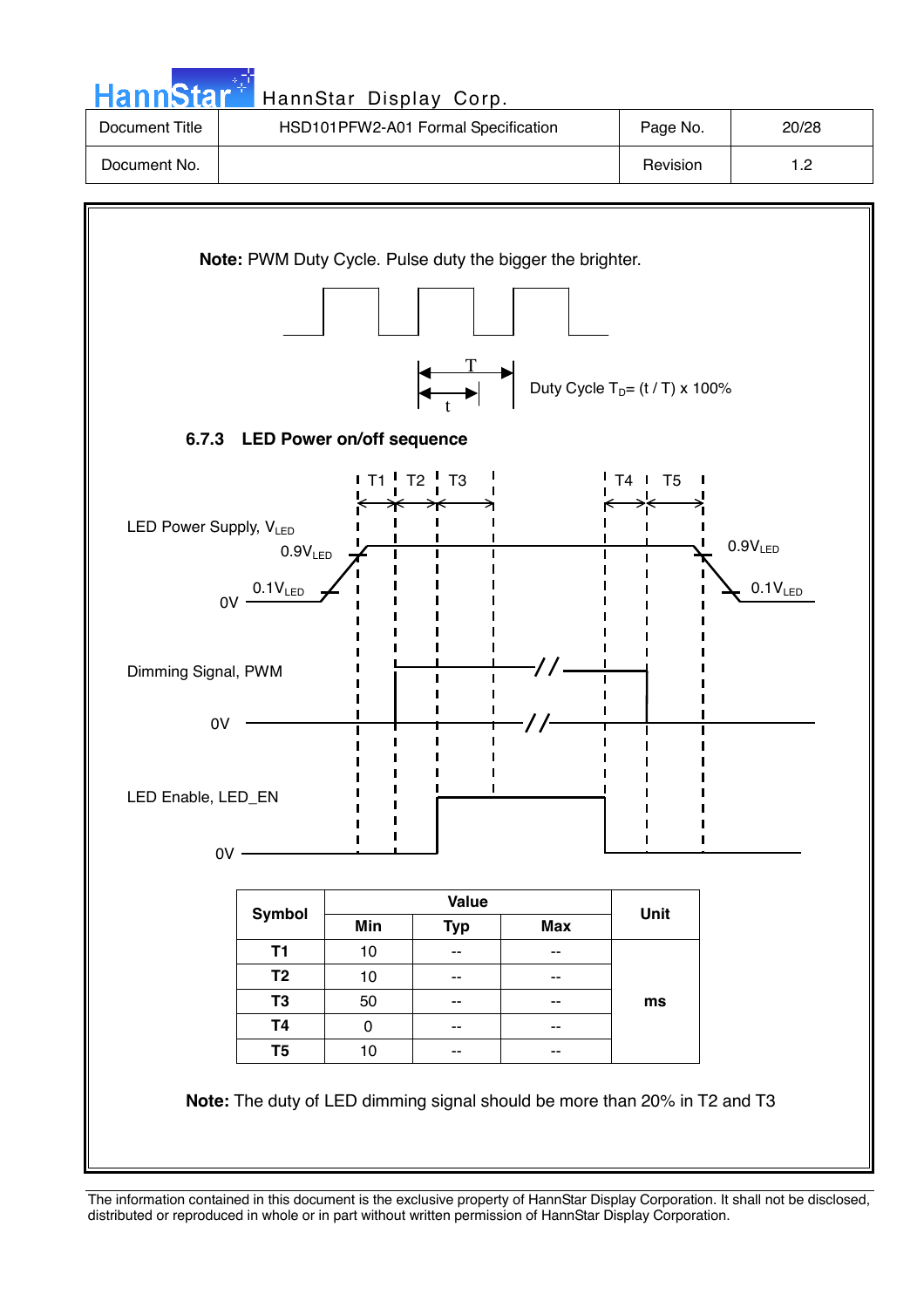**Note:** PWM Duty Cycle. Pulse duty the bigger the brighter.

T

t

Duty Cycle $T_D$= (t / T) x 100%

### 6.7.3 LED Power on/off sequence

T1 T2 T3 T4 T5

LED Power Supply, $V_{LED}$

$0.9V_{LED}$

$0.1V_{LED}$

0V

$0.9V_{LED}$

$0.1V_{LED}$

Dimming Signal, PWM

0V

LED Enable, LED_EN

0V

| Symbol | Value | | | Unit |
|---|---|---|---|---|
| | Min | Typ | Max | |
| T1 | 10 | -- | -- | ms |
| T2 | 10 | -- | -- | ms |
| T3 | 50 | -- | -- | ms |
| T4 | 0 | -- | -- | ms |
| T5 | 10 | -- | -- | ms |

**Note:** The duty of LED dimming signal should be more than 20% in T2 and T3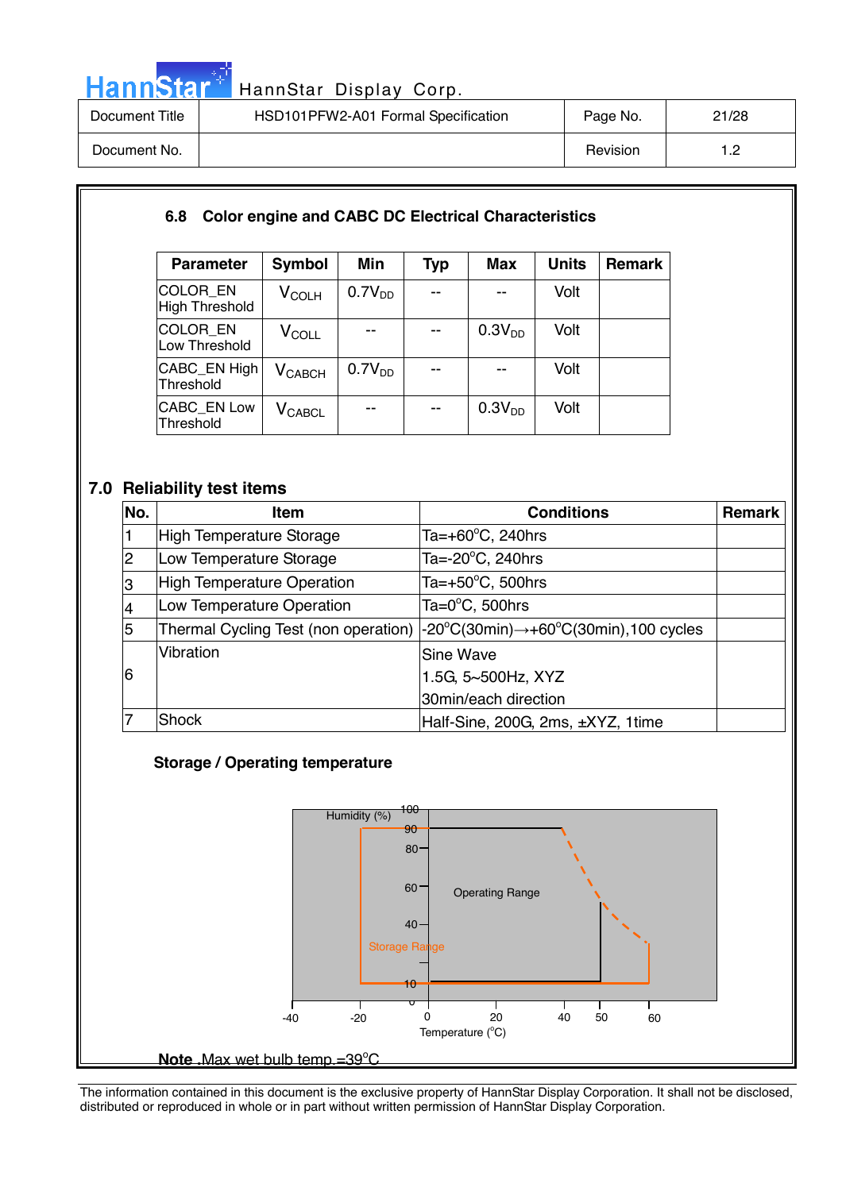### 6.8 Color engine and CABC DC Electrical Characteristics

| Parameter | Symbol | Min | Typ | Max | Units | Remark |
|---|---|---|---|---|---|---|
| COLOR_EN High Threshold | $V_{COLH}$ | $0.7V_{DD}$ | -- | -- | Volt | |
| COLOR_EN Low Threshold | $V_{COLL}$ | -- | -- | $0.3V_{DD}$ | Volt | |
| CABC_EN High Threshold | $V_{CABCH}$ | $0.7V_{DD}$ | -- | -- | Volt | |
| CABC_EN Low Threshold | $V_{CABCL}$ | -- | -- | $0.3V_{DD}$ | Volt | |

## 7.0 Reliability test items

| No. | Item | Conditions | Remark |
|---|---|---|---|
| 1 | High Temperature Storage | Ta=+60°C, 240hrs | |
| 2 | Low Temperature Storage | Ta=-20°C, 240hrs | |
| 3 | High Temperature Operation | Ta=+50°C, 500hrs | |
| 4 | Low Temperature Operation | Ta=0°C, 500hrs | |
| 5 | Thermal Cycling Test (non operation) | -20°C(30min)→+60°C(30min),100 cycles | |
| 6 | Vibration | Sine Wave<br>1.5G, 5~500Hz, XYZ<br>30min/each direction | |
| 7 | Shock | Half-Sine, 200G, 2ms, ±XYZ, 1time | |

**Storage / Operating temperature**

Humidity (%)
100
90
80
60
40
10
0
Operating Range
Storage Range
-40
-20
0
20
40
50
60
Temperature (°C)

**Note** .Max wet bulb temp.=39°C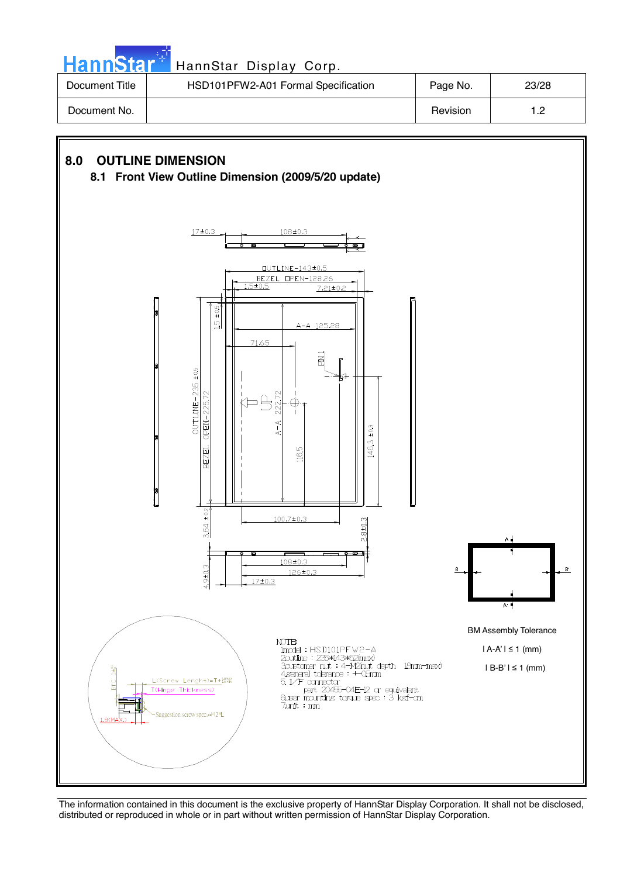## 8.0 OUTLINE DIMENSION

### 8.1 Front View Outline Dimension (2009/5/20 update)

17±0.3
108±0.3
OUTLINE-143±0.5
BEZEL OPEN-128.26
1.5±0.5
7.21±0.2
A-A 125.28
71.65
PIN 1
1.5 ±0.5
OUTLINE-235 ±0.5
BEZEL OPEN-225.72
A-A 222.72
UP
116.5
146.3 ±0.3
3.64 ±0.2
100.7±0.3
2.8±0.3
108±0.3
126±0.3
17±0.3
4.9±0.3

L(Screw Length)=T+1.8max
T(Hinge Thickness)
1.8(MAX)
Suggestion screw spec-M2*L

NOTE
1model : HSD101PFW2-A
2outline : 235*143*5.2(max)
3customer nut : 4-M2nut depth 1.8mm-max
4general tolerance : +-0.3mm
5.I/F connector
part 20455-040E-12 or equivalent
6user mounting torque spec : 3 kgf-cm
7unit : mm

A
A'
B
B'

BM Assembly Tolerance

| A-A' | ≤ 1 (mm)

| B-B' | ≤ 1 (mm)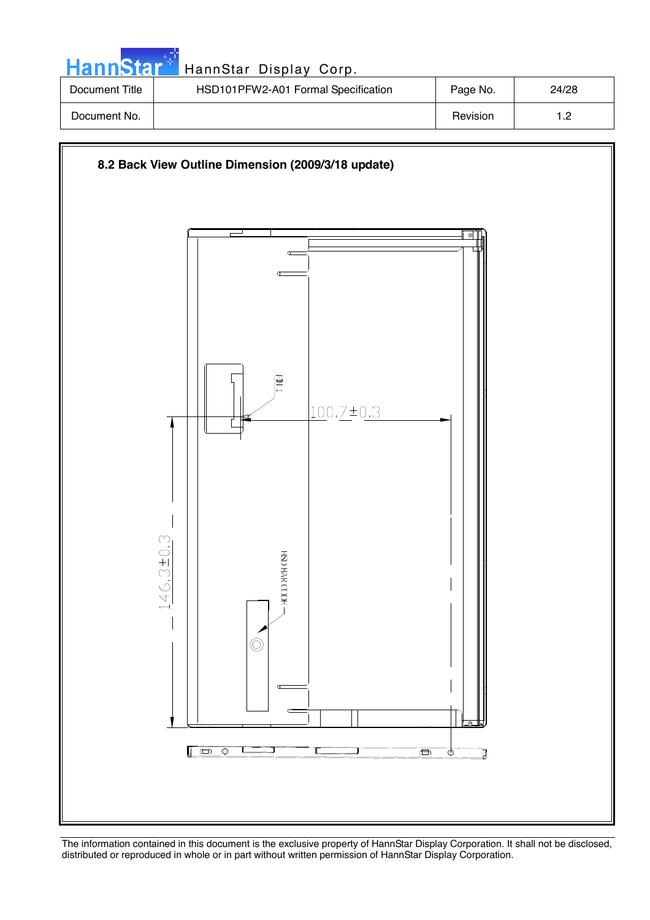## 8.2 Back View Outline Dimension (2009/3/18 update)

PIN 1

100.7±0.3

146.3±0.3

HSD BAR CODE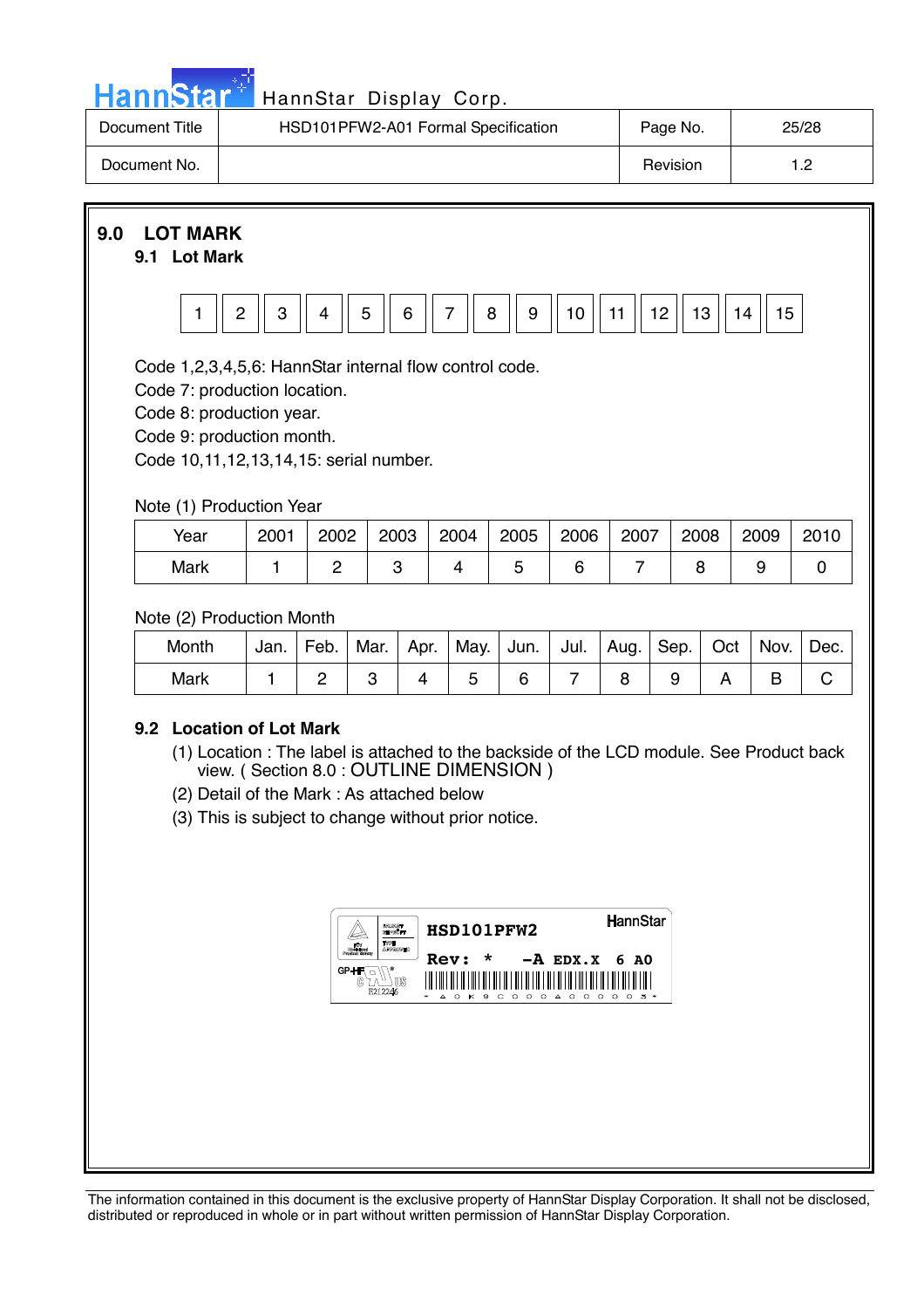## 9.0 LOT MARK

### 9.1 Lot Mark

| 1 | 2 | 3 | 4 | 5 | 6 | 7 | 8 | 9 | 10 | 11 | 12 | 13 | 14 | 15 |
|---|---|---|---|---|---|---|---|---|---|---|---|---|---|---|

Code 1,2,3,4,5,6: HannStar internal flow control code.
Code 7: production location.
Code 8: production year.
Code 9: production month.
Code 10,11,12,13,14,15: serial number.

Note (1) Production Year

| Year | 2001 | 2002 | 2003 | 2004 | 2005 | 2006 | 2007 | 2008 | 2009 | 2010 |
|---|---|---|---|---|---|---|---|---|---|---|
| Mark | 1 | 2 | 3 | 4 | 5 | 6 | 7 | 8 | 9 | 0 |

Note (2) Production Month

| Month | Jan. | Feb. | Mar. | Apr. | May. | Jun. | Jul. | Aug. | Sep. | Oct | Nov. | Dec. |
|---|---|---|---|---|---|---|---|---|---|---|---|---|
| Mark | 1 | 2 | 3 | 4 | 5 | 6 | 7 | 8 | 9 | A | B | C |

### 9.2 Location of Lot Mark

(1) Location : The label is attached to the backside of the LCD module. See Product back view. ( Section 8.0 : OUTLINE DIMENSION )
(2) Detail of the Mark : As attached below
(3) This is subject to change without prior notice.

HSD101PFW2
HannStar
Rev: * -A EDX.X 6 A0
GP-HF
US
E212246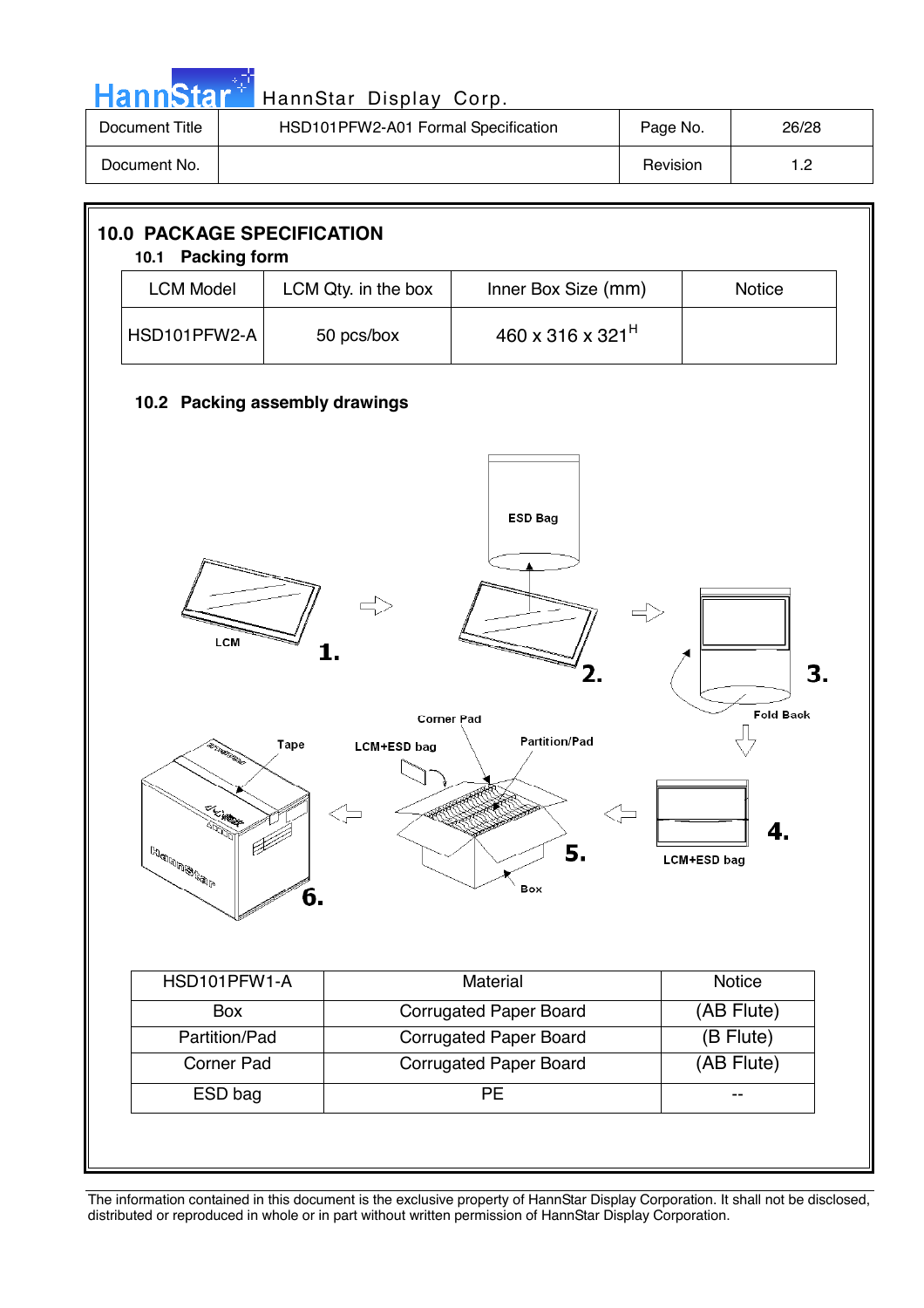## 10.0 PACKAGE SPECIFICATION

### 10.1 Packing form

| LCM Model | LCM Qty. in the box | Inner Box Size (mm) | Notice |
|---|---|---|---|
| HSD101PFW2-A | 50 pcs/box | 460 x 316 x 321[H] | |

### 10.2 Packing assembly drawings

ESD Bag

LCM

1.

2.

3.

Fold Back

Corner Pad

Tape

LCM+ESD bag

Partition/Pad

4.

LCM+ESD bag

5.

Box

6.

| HSD101PFW1-A | Material | Notice |
|---|---|---|
| Box | Corrugated Paper Board | (AB Flute) |
| Partition/Pad | Corrugated Paper Board | (B Flute) |
| Corner Pad | Corrugated Paper Board | (AB Flute) |
| ESD bag | PE | -- |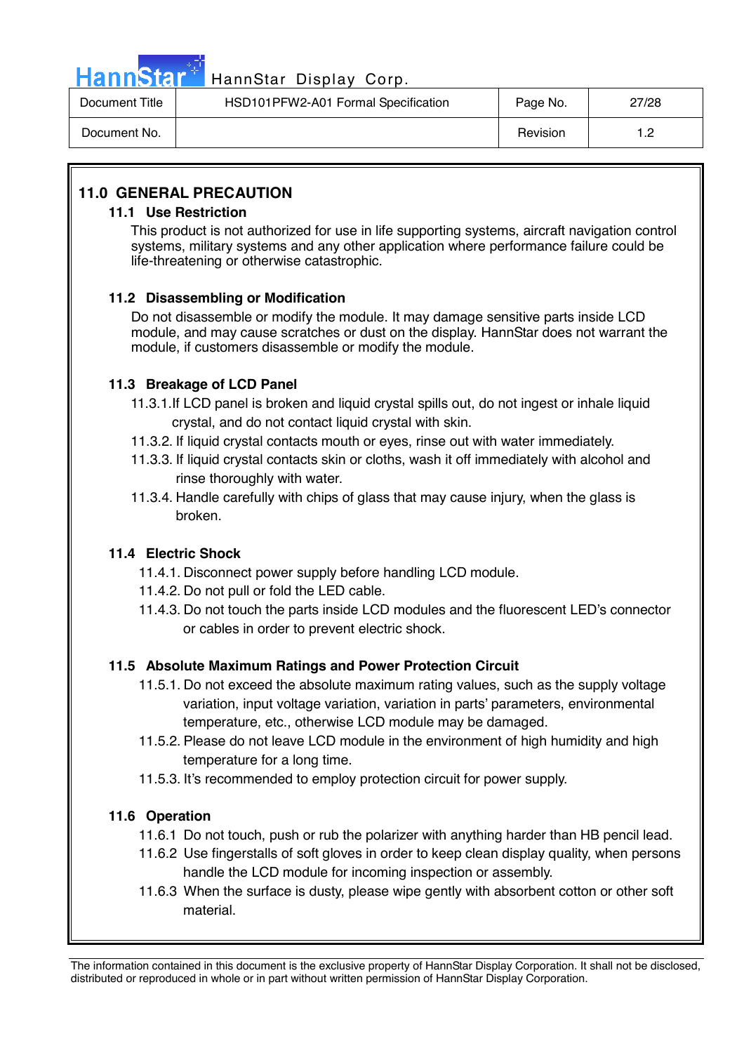## 11.0 GENERAL PRECAUTION

### 11.1 Use Restriction

This product is not authorized for use in life supporting systems, aircraft navigation control systems, military systems and any other application where performance failure could be life-threatening or otherwise catastrophic.

### 11.2 Disassembling or Modification

Do not disassemble or modify the module. It may damage sensitive parts inside LCD module, and may cause scratches or dust on the display. HannStar does not warrant the module, if customers disassemble or modify the module.

### 11.3 Breakage of LCD Panel

11.3.1.If LCD panel is broken and liquid crystal spills out, do not ingest or inhale liquid crystal, and do not contact liquid crystal with skin.

11.3.2. If liquid crystal contacts mouth or eyes, rinse out with water immediately.

11.3.3. If liquid crystal contacts skin or cloths, wash it off immediately with alcohol and rinse thoroughly with water.

11.3.4. Handle carefully with chips of glass that may cause injury, when the glass is broken.

### 11.4 Electric Shock

11.4.1. Disconnect power supply before handling LCD module.

11.4.2. Do not pull or fold the LED cable.

11.4.3. Do not touch the parts inside LCD modules and the fluorescent LED's connector or cables in order to prevent electric shock.

### 11.5 Absolute Maximum Ratings and Power Protection Circuit

11.5.1. Do not exceed the absolute maximum rating values, such as the supply voltage variation, input voltage variation, variation in parts' parameters, environmental temperature, etc., otherwise LCD module may be damaged.

11.5.2. Please do not leave LCD module in the environment of high humidity and high temperature for a long time.

11.5.3. It's recommended to employ protection circuit for power supply.

### 11.6 Operation

11.6.1 Do not touch, push or rub the polarizer with anything harder than HB pencil lead.

11.6.2 Use fingerstalls of soft gloves in order to keep clean display quality, when persons handle the LCD module for incoming inspection or assembly.

11.6.3 When the surface is dusty, please wipe gently with absorbent cotton or other soft material.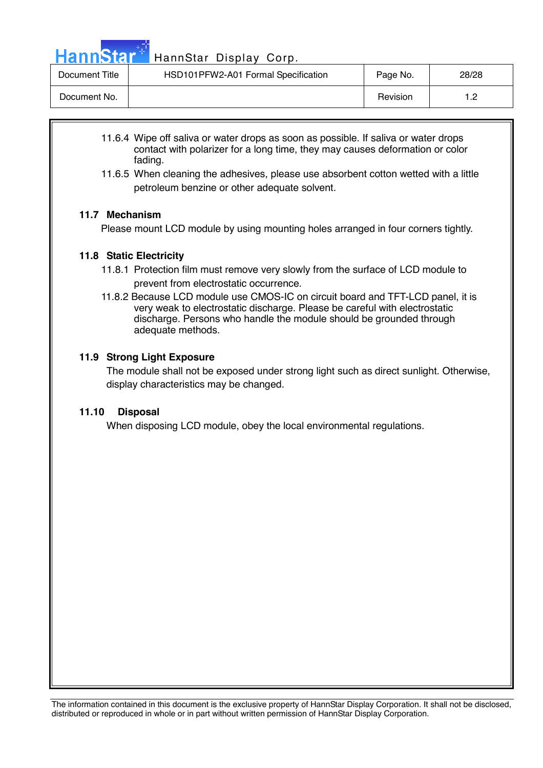11.6.4 Wipe off saliva or water drops as soon as possible. If saliva or water drops contact with polarizer for a long time, they may causes deformation or color fading.

11.6.5 When cleaning the adhesives, please use absorbent cotton wetted with a little petroleum benzine or other adequate solvent.

### 11.7 Mechanism

Please mount LCD module by using mounting holes arranged in four corners tightly.

### 11.8 Static Electricity

11.8.1 Protection film must remove very slowly from the surface of LCD module to prevent from electrostatic occurrence.

11.8.2 Because LCD module use CMOS-IC on circuit board and TFT-LCD panel, it is very weak to electrostatic discharge. Please be careful with electrostatic discharge. Persons who handle the module should be grounded through adequate methods.

### 11.9 Strong Light Exposure

The module shall not be exposed under strong light such as direct sunlight. Otherwise, display characteristics may be changed.

### 11.10 Disposal

When disposing LCD module, obey the local environmental regulations.